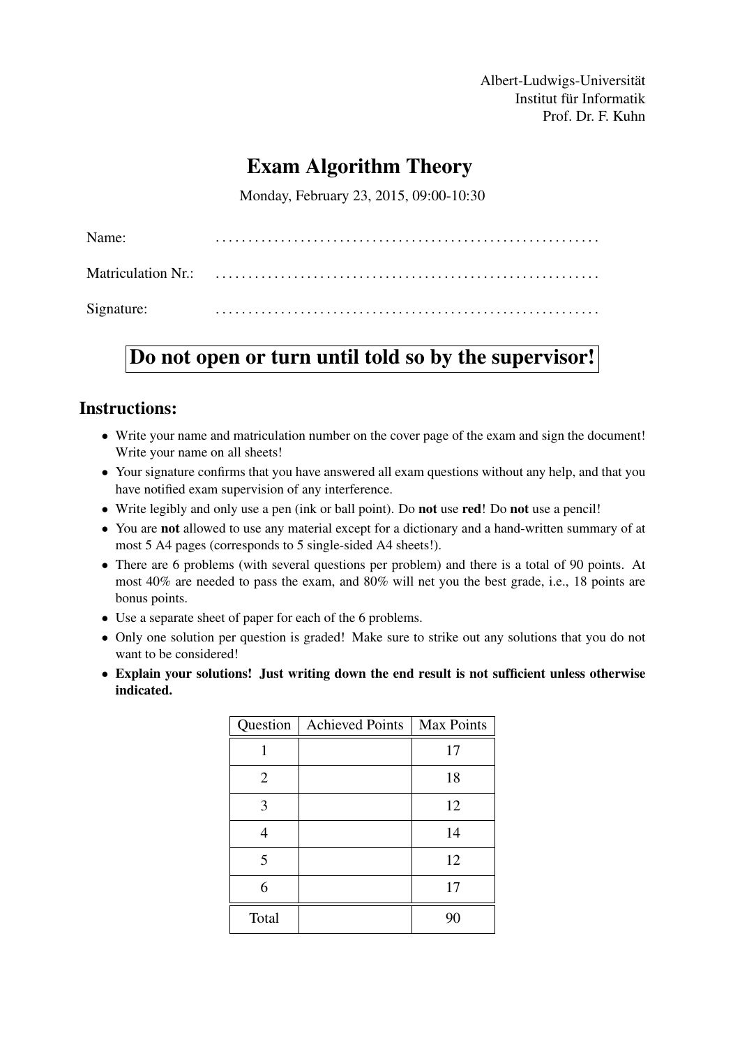Albert-Ludwigs-Universität
Institut für Informatik
Prof. Dr. F. Kuhn

# Exam Algorithm Theory

Monday, February 23, 2015, 09:00-10:30

Name: ..........................................................

Matriculation Nr.: ..........................................................

Signature: ..........................................................

**Do not open or turn until told so by the supervisor!**

## Instructions:

- Write your name and matriculation number on the cover page of the exam and sign the document! Write your name on all sheets!
- Your signature confirms that you have answered all exam questions without any help, and that you have notified exam supervision of any interference.
- Write legibly and only use a pen (ink or ball point). Do **not** use **red**! Do **not** use a pencil!
- You are **not** allowed to use any material except for a dictionary and a hand-written summary of at most 5 A4 pages (corresponds to 5 single-sided A4 sheets!).
- There are 6 problems (with several questions per problem) and there is a total of 90 points. At most 40% are needed to pass the exam, and 80% will net you the best grade, i.e., 18 points are bonus points.
- Use a separate sheet of paper for each of the 6 problems.
- Only one solution per question is graded! Make sure to strike out any solutions that you do not want to be considered!
- **Explain your solutions! Just writing down the end result is not sufficient unless otherwise indicated.**

| Question | Achieved Points | Max Points |
|---|---|---|
| 1 | | 17 |
| 2 | | 18 |
| 3 | | 12 |
| 4 | | 14 |
| 5 | | 12 |
| 6 | | 17 |
| Total | | 90 |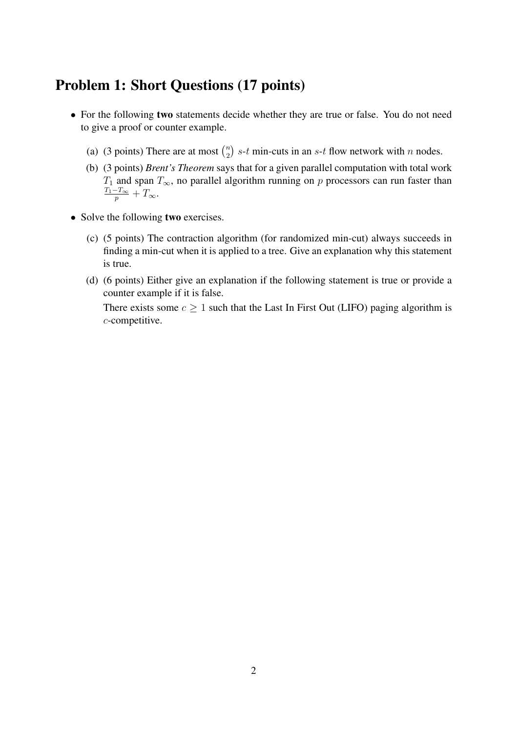# Problem 1: Short Questions (17 points)

- For the following **two** statements decide whether they are true or false. You do not need to give a proof or counter example.
  - (a) (3 points) There are at most $\binom{n}{2}$ $s$-$t$ min-cuts in an $s$-$t$ flow network with $n$ nodes.
  - (b) (3 points) *Brent's Theorem* says that for a given parallel computation with total work $T_1$ and span $T_\infty$, no parallel algorithm running on $p$ processors can run faster than $\frac{T_1 - T_\infty}{p} + T_\infty$.
- Solve the following **two** exercises.
  - (c) (5 points) The contraction algorithm (for randomized min-cut) always succeeds in finding a min-cut when it is applied to a tree. Give an explanation why this statement is true.
  - (d) (6 points) Either give an explanation if the following statement is true or provide a counter example if it is false.

    There exists some $c \geq 1$ such that the Last In First Out (LIFO) paging algorithm is $c$-competitive.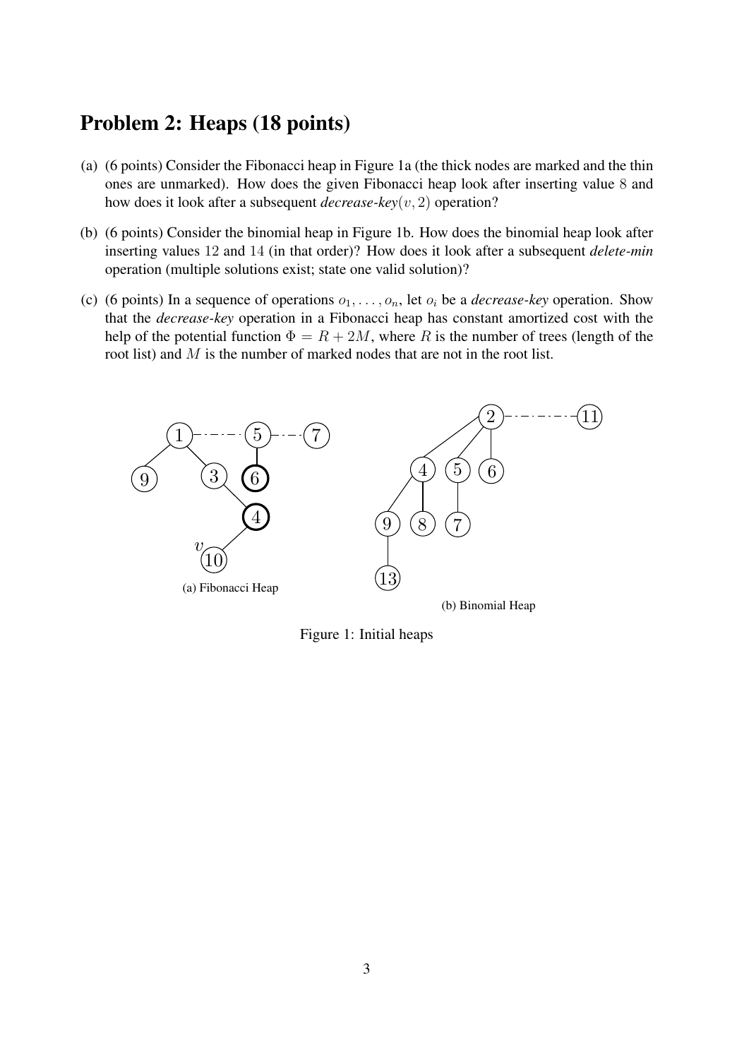## Problem 2: Heaps (18 points)

(a) (6 points) Consider the Fibonacci heap in Figure 1a (the thick nodes are marked and the thin ones are unmarked). How does the given Fibonacci heap look after inserting value 8 and how does it look after a subsequent *decrease-key*$(v, 2)$ operation?

(b) (6 points) Consider the binomial heap in Figure 1b. How does the binomial heap look after inserting values 12 and 14 (in that order)? How does it look after a subsequent *delete-min* operation (multiple solutions exist; state one valid solution)?

(c) (6 points) In a sequence of operations $o_1, \ldots, o_n$, let $o_i$ be a *decrease-key* operation. Show that the *decrease-key* operation in a Fibonacci heap has constant amortized cost with the help of the potential function $\Phi = R + 2M$, where $R$ is the number of trees (length of the root list) and $M$ is the number of marked nodes that are not in the root list.

(a) Fibonacci Heap

(b) Binomial Heap

Figure 1: Initial heaps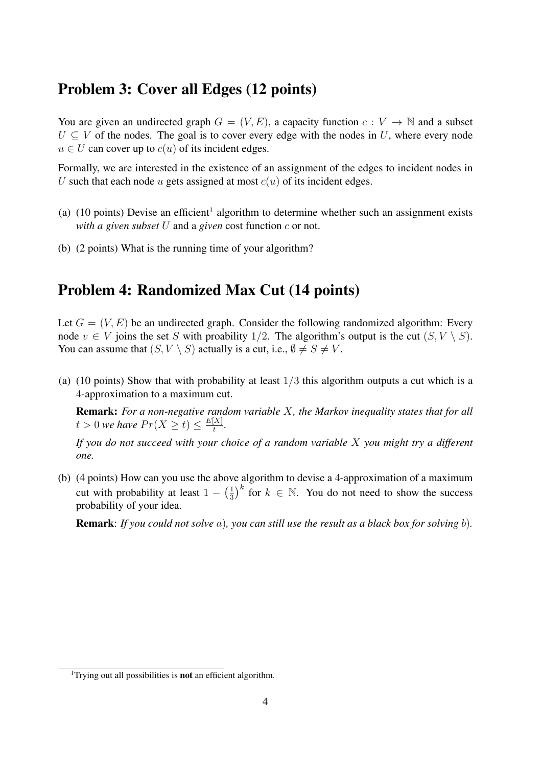## Problem 3: Cover all Edges (12 points)

You are given an undirected graph $G = (V, E)$, a capacity function $c : V \rightarrow \mathbb{N}$ and a subset $U \subseteq V$ of the nodes. The goal is to cover every edge with the nodes in $U$, where every node $u \in U$ can cover up to $c(u)$ of its incident edges.

Formally, we are interested in the existence of an assignment of the edges to incident nodes in $U$ such that each node $u$ gets assigned at most $c(u)$ of its incident edges.

(a) (10 points) Devise an efficient[1] algorithm to determine whether such an assignment exists *with a given subset* $U$ and a *given* cost function $c$ or not.

(b) (2 points) What is the running time of your algorithm?

## Problem 4: Randomized Max Cut (14 points)

Let $G = (V, E)$ be an undirected graph. Consider the following randomized algorithm: Every node $v \in V$ joins the set $S$ with proability $1/2$. The algorithm's output is the cut $(S, V \setminus S)$. You can assume that $(S, V \setminus S)$ actually is a cut, i.e., $\emptyset \neq S \neq V$.

(a) (10 points) Show that with probability at least $1/3$ this algorithm outputs a cut which is a 4-approximation to a maximum cut.

**Remark:** *For a non-negative random variable $X$, the Markov inequality states that for all $t > 0$ we have $Pr(X \geq t) \leq \frac{E[X]}{t}$.*

*If you do not succeed with your choice of a random variable $X$ you might try a different one.*

(b) (4 points) How can you use the above algorithm to devise a 4-approximation of a maximum cut with probability at least $1 - \left(\frac{1}{3}\right)^k$ for $k \in \mathbb{N}$. You do not need to show the success probability of your idea.

**Remark**: *If you could not solve a), you can still use the result as a black box for solving b).*

[1] Trying out all possibilities is **not** an efficient algorithm.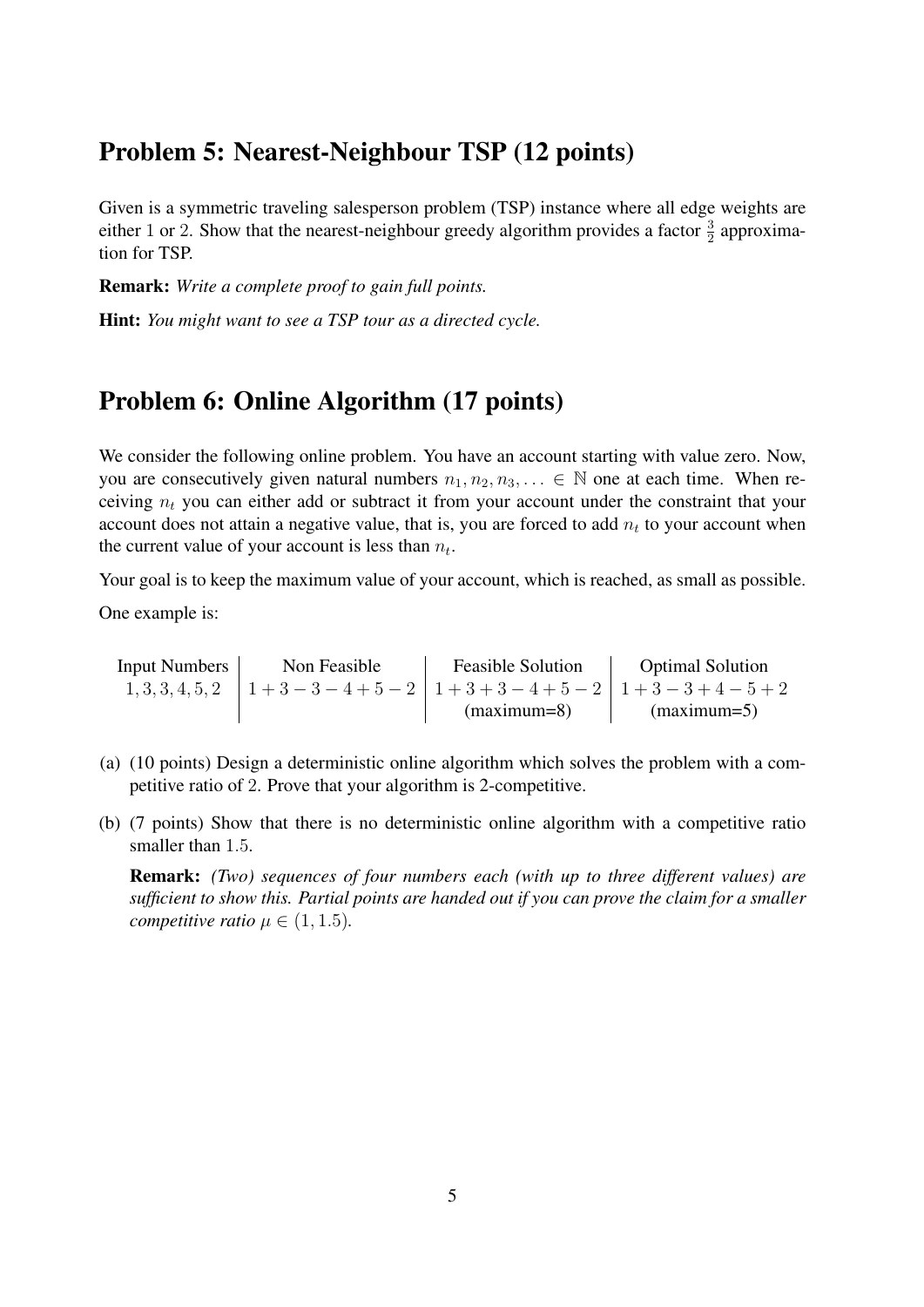## Problem 5: Nearest-Neighbour TSP (12 points)

Given is a symmetric traveling salesperson problem (TSP) instance where all edge weights are either 1 or 2. Show that the nearest-neighbour greedy algorithm provides a factor $\frac{3}{2}$ approximation for TSP.

**Remark:** *Write a complete proof to gain full points.*

**Hint:** *You might want to see a TSP tour as a directed cycle.*

## Problem 6: Online Algorithm (17 points)

We consider the following online problem. You have an account starting with value zero. Now, you are consecutively given natural numbers $n_1, n_2, n_3, \ldots \in \mathbb{N}$ one at each time. When receiving $n_t$ you can either add or subtract it from your account under the constraint that your account does not attain a negative value, that is, you are forced to add $n_t$ to your account when the current value of your account is less than $n_t$.

Your goal is to keep the maximum value of your account, which is reached, as small as possible.

One example is:

| Input Numbers | Non Feasible | Feasible Solution | Optimal Solution |
|---|---|---|---|
| $1, 3, 3, 4, 5, 2$ | $1+3-3-4+5-2$ | $1+3+3-4+5-2$ (maximum=8) | $1+3-3+4-5+2$ (maximum=5) |

(a) (10 points) Design a deterministic online algorithm which solves the problem with a competitive ratio of 2. Prove that your algorithm is 2-competitive.

(b) (7 points) Show that there is no deterministic online algorithm with a competitive ratio smaller than 1.5.

**Remark:** *(Two) sequences of four numbers each (with up to three different values) are sufficient to show this. Partial points are handed out if you can prove the claim for a smaller competitive ratio $\mu \in (1, 1.5)$.*